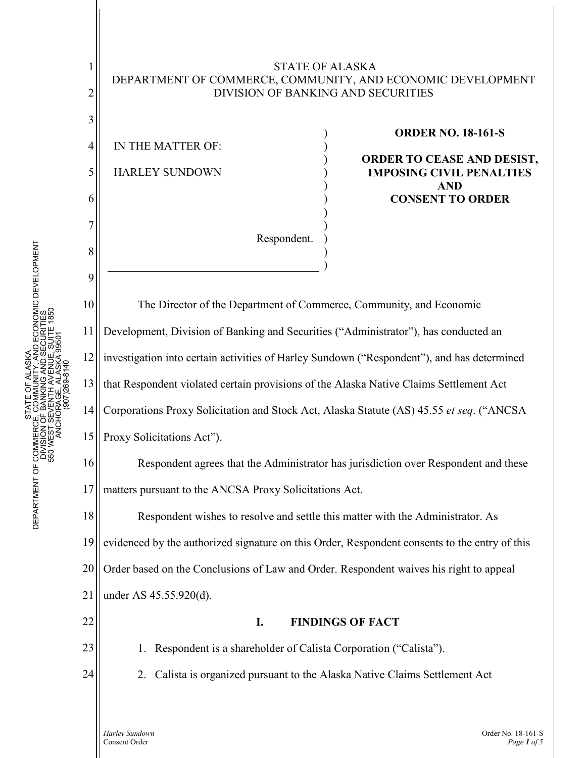STATE OF ALASKA
DEPARTMENT OF COMMERCE, COMMUNITY, AND ECONOMIC DEVELOPMENT
DIVISION OF BANKING AND SECURITIES

IN THE MATTER OF:

HARLEY SUNDOWN

Respondent.

**ORDER NO. 18-161-S**

**ORDER TO CEASE AND DESIST, IMPOSING CIVIL PENALTIES AND CONSENT TO ORDER**

The Director of the Department of Commerce, Community, and Economic Development, Division of Banking and Securities ("Administrator"), has conducted an investigation into certain activities of Harley Sundown ("Respondent"), and has determined that Respondent violated certain provisions of the Alaska Native Claims Settlement Act Corporations Proxy Solicitation and Stock Act, Alaska Statute (AS) 45.55 *et seq*. ("ANCSA Proxy Solicitations Act").

Respondent agrees that the Administrator has jurisdiction over Respondent and these matters pursuant to the ANCSA Proxy Solicitations Act.

Respondent wishes to resolve and settle this matter with the Administrator. As evidenced by the authorized signature on this Order, Respondent consents to the entry of this Order based on the Conclusions of Law and Order. Respondent waives his right to appeal under AS 45.55.920(d).

## I. FINDINGS OF FACT

1. Respondent is a shareholder of Calista Corporation ("Calista").
2. Calista is organized pursuant to the Alaska Native Claims Settlement Act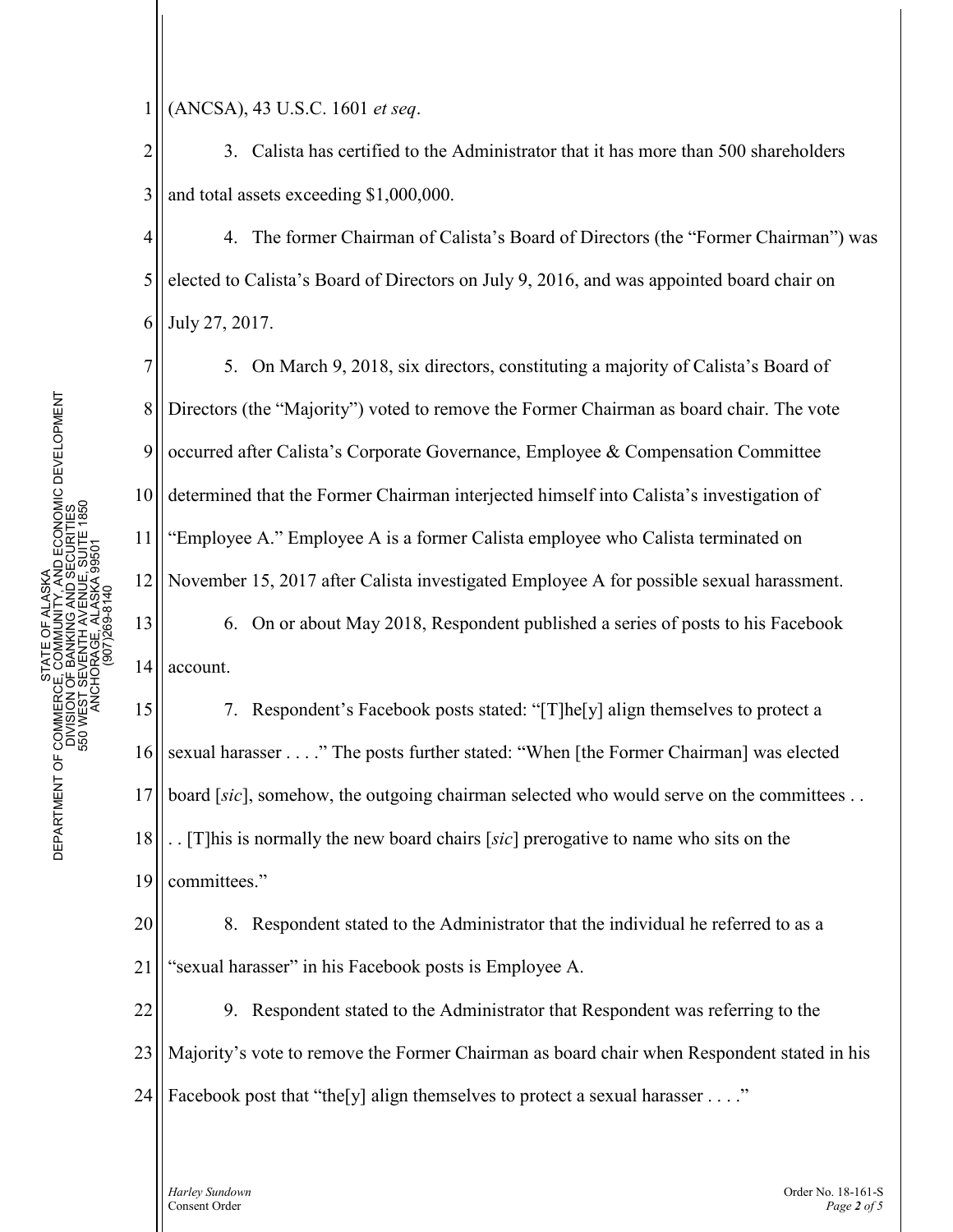(ANCSA), 43 U.S.C. 1601 *et seq*.

3. Calista has certified to the Administrator that it has more than 500 shareholders and total assets exceeding $1,000,000.

4. The former Chairman of Calista's Board of Directors (the "Former Chairman") was elected to Calista's Board of Directors on July 9, 2016, and was appointed board chair on July 27, 2017.

5. On March 9, 2018, six directors, constituting a majority of Calista's Board of Directors (the "Majority") voted to remove the Former Chairman as board chair. The vote occurred after Calista's Corporate Governance, Employee & Compensation Committee determined that the Former Chairman interjected himself into Calista's investigation of "Employee A." Employee A is a former Calista employee who Calista terminated on November 15, 2017 after Calista investigated Employee A for possible sexual harassment.

6. On or about May 2018, Respondent published a series of posts to his Facebook account.

7. Respondent's Facebook posts stated: "[T]he[y] align themselves to protect a sexual harasser . . . ." The posts further stated: "When [the Former Chairman] was elected board [*sic*], somehow, the outgoing chairman selected who would serve on the committees . . . . [T]his is normally the new board chairs [*sic*] prerogative to name who sits on the committees."

8. Respondent stated to the Administrator that the individual he referred to as a "sexual harasser" in his Facebook posts is Employee A.

9. Respondent stated to the Administrator that Respondent was referring to the Majority's vote to remove the Former Chairman as board chair when Respondent stated in his Facebook post that "the[y] align themselves to protect a sexual harasser . . . ."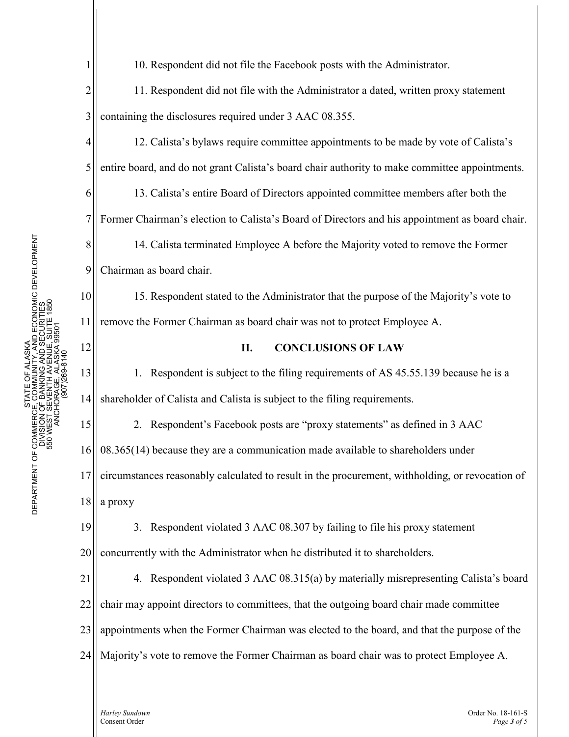10. Respondent did not file the Facebook posts with the Administrator.

11. Respondent did not file with the Administrator a dated, written proxy statement containing the disclosures required under 3 AAC 08.355.

12. Calista's bylaws require committee appointments to be made by vote of Calista's entire board, and do not grant Calista's board chair authority to make committee appointments.

13. Calista's entire Board of Directors appointed committee members after both the Former Chairman's election to Calista's Board of Directors and his appointment as board chair.

14. Calista terminated Employee A before the Majority voted to remove the Former Chairman as board chair.

15. Respondent stated to the Administrator that the purpose of the Majority's vote to remove the Former Chairman as board chair was not to protect Employee A.

## II. CONCLUSIONS OF LAW

1. Respondent is subject to the filing requirements of AS 45.55.139 because he is a shareholder of Calista and Calista is subject to the filing requirements.

2. Respondent's Facebook posts are "proxy statements" as defined in 3 AAC 08.365(14) because they are a communication made available to shareholders under circumstances reasonably calculated to result in the procurement, withholding, or revocation of a proxy

3. Respondent violated 3 AAC 08.307 by failing to file his proxy statement concurrently with the Administrator when he distributed it to shareholders.

4. Respondent violated 3 AAC 08.315(a) by materially misrepresenting Calista's board chair may appoint directors to committees, that the outgoing board chair made committee appointments when the Former Chairman was elected to the board, and that the purpose of the Majority's vote to remove the Former Chairman as board chair was to protect Employee A.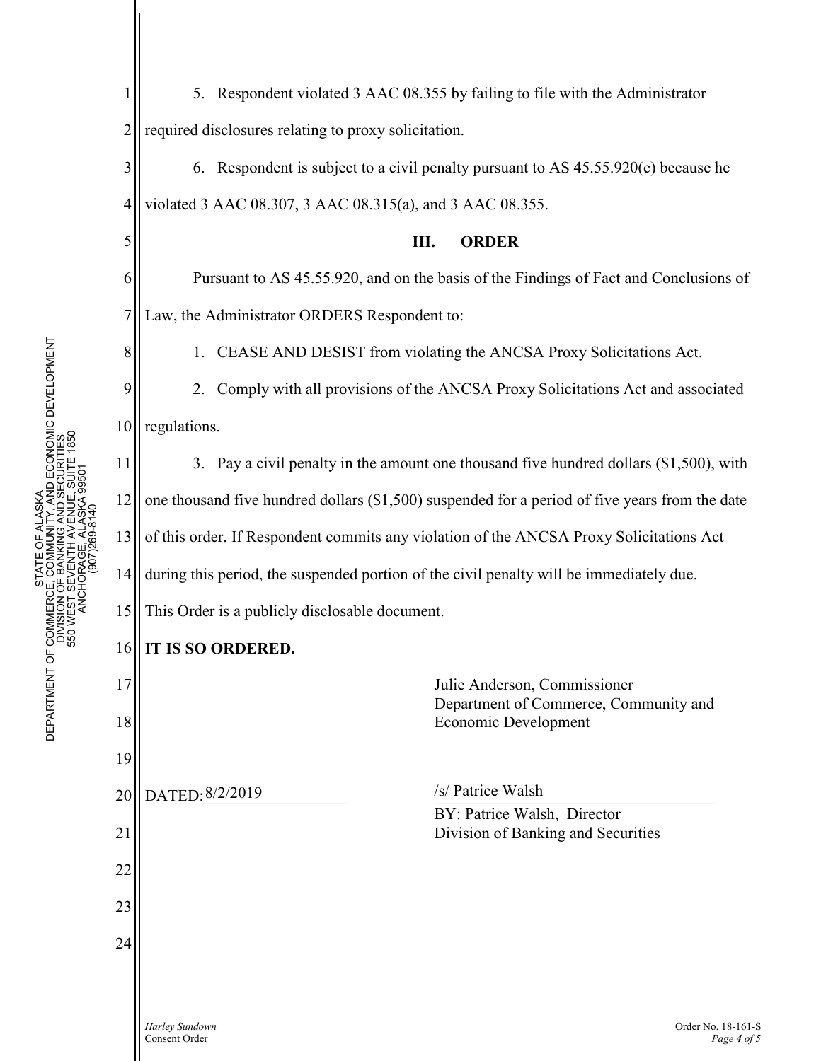5. Respondent violated 3 AAC 08.355 by failing to file with the Administrator required disclosures relating to proxy solicitation.

6. Respondent is subject to a civil penalty pursuant to AS 45.55.920(c) because he violated 3 AAC 08.307, 3 AAC 08.315(a), and 3 AAC 08.355.

## III. ORDER

Pursuant to AS 45.55.920, and on the basis of the Findings of Fact and Conclusions of Law, the Administrator ORDERS Respondent to:

1. CEASE AND DESIST from violating the ANCSA Proxy Solicitations Act.

2. Comply with all provisions of the ANCSA Proxy Solicitations Act and associated regulations.

3. Pay a civil penalty in the amount one thousand five hundred dollars ($1,500), with one thousand five hundred dollars ($1,500) suspended for a period of five years from the date of this order. If Respondent commits any violation of the ANCSA Proxy Solicitations Act during this period, the suspended portion of the civil penalty will be immediately due.

This Order is a publicly disclosable document.

**IT IS SO ORDERED.**

Julie Anderson, Commissioner
Department of Commerce, Community and Economic Development

DATED: 8/2/2019

/s/ Patrice Walsh

BY: Patrice Walsh, Director
Division of Banking and Securities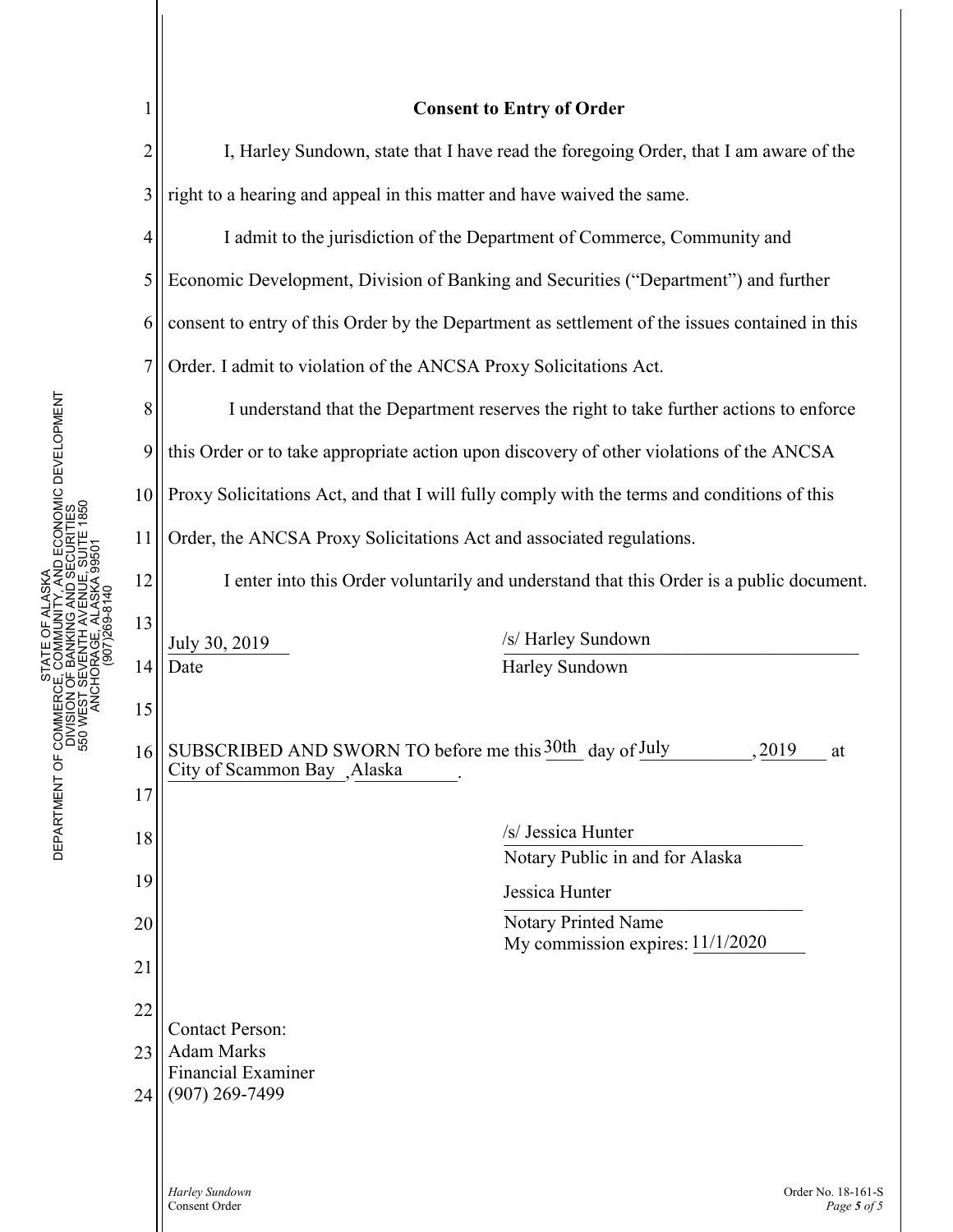**Consent to Entry of Order**

I, Harley Sundown, state that I have read the foregoing Order, that I am aware of the right to a hearing and appeal in this matter and have waived the same.

I admit to the jurisdiction of the Department of Commerce, Community and Economic Development, Division of Banking and Securities ("Department") and further consent to entry of this Order by the Department as settlement of the issues contained in this Order. I admit to violation of the ANCSA Proxy Solicitations Act.

I understand that the Department reserves the right to take further actions to enforce this Order or to take appropriate action upon discovery of other violations of the ANCSA Proxy Solicitations Act, and that I will fully comply with the terms and conditions of this Order, the ANCSA Proxy Solicitations Act and associated regulations.

I enter into this Order voluntarily and understand that this Order is a public document.

July 30, 2019
Date

/s/ Harley Sundown
Harley Sundown

SUBSCRIBED AND SWORN TO before me this 30th day of July, 2019 at City of Scammon Bay, Alaska.

/s/ Jessica Hunter
Notary Public in and for Alaska

Jessica Hunter
Notary Printed Name
My commission expires: 11/1/2020

Contact Person:
Adam Marks
Financial Examiner
(907) 269-7499